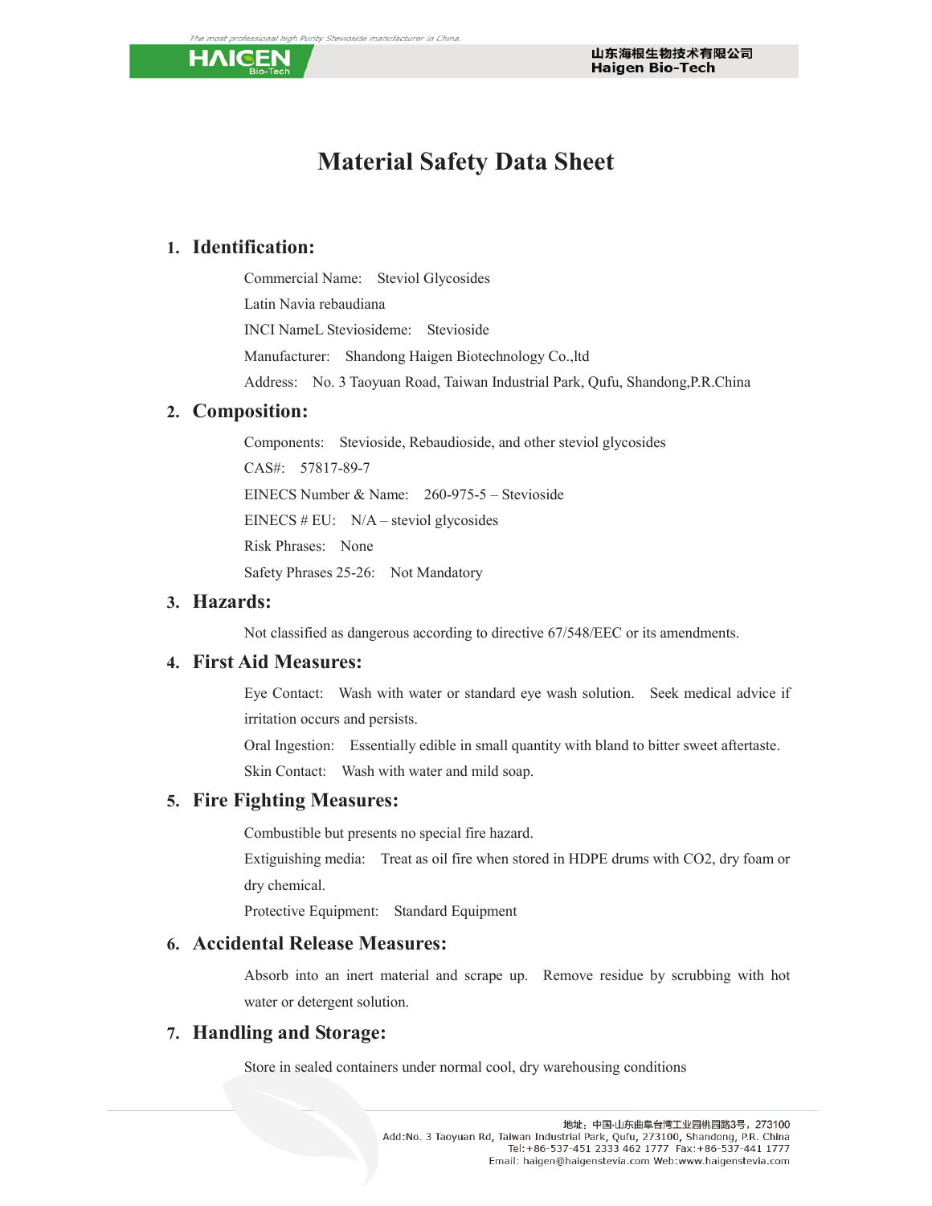# Material Safety Data Sheet

## 1. Identification:

Commercial Name: Steviol Glycosides

Latin Navia rebaudiana

INCI NameL Steviosideme: Stevioside

Manufacturer: Shandong Haigen Biotechnology Co.,ltd

Address: No. 3 Taoyuan Road, Taiwan Industrial Park, Qufu, Shandong,P.R.China

## 2. Composition:

Components: Stevioside, Rebaudioside, and other steviol glycosides

CAS#: 57817-89-7

EINECS Number & Name: 260-975-5 – Stevioside

EINECS # EU: N/A – steviol glycosides

Risk Phrases: None

Safety Phrases 25-26: Not Mandatory

## 3. Hazards:

Not classified as dangerous according to directive 67/548/EEC or its amendments.

## 4. First Aid Measures:

Eye Contact: Wash with water or standard eye wash solution. Seek medical advice if irritation occurs and persists.

Oral Ingestion: Essentially edible in small quantity with bland to bitter sweet aftertaste.

Skin Contact: Wash with water and mild soap.

## 5. Fire Fighting Measures:

Combustible but presents no special fire hazard.

Extiguishing media: Treat as oil fire when stored in HDPE drums with CO2, dry foam or dry chemical.

Protective Equipment: Standard Equipment

## 6. Accidental Release Measures:

Absorb into an inert material and scrape up. Remove residue by scrubbing with hot water or detergent solution.

## 7. Handling and Storage:

Store in sealed containers under normal cool, dry warehousing conditions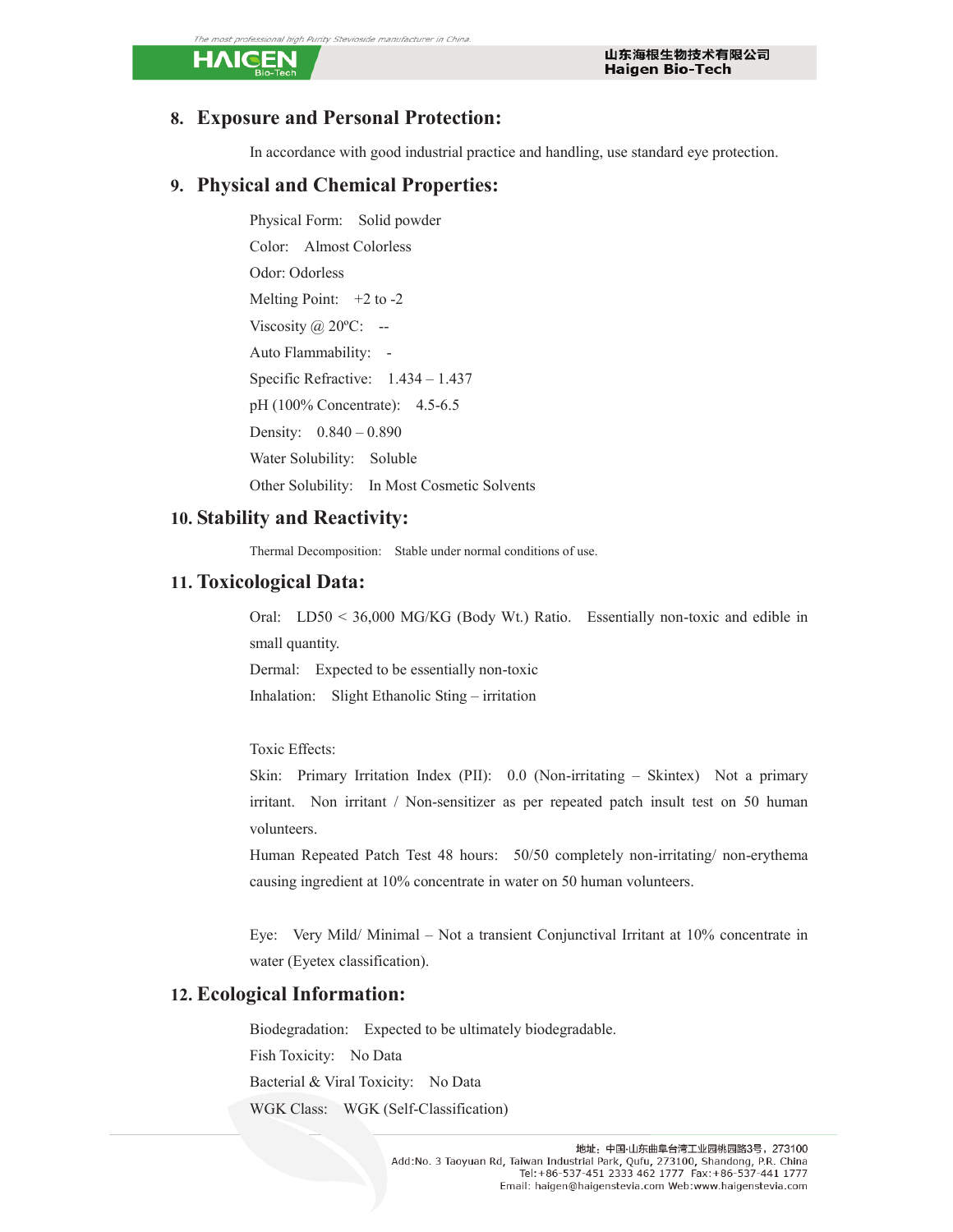## 8. Exposure and Personal Protection:

In accordance with good industrial practice and handling, use standard eye protection.

## 9. Physical and Chemical Properties:

Physical Form: Solid powder

Color: Almost Colorless

Odor: Odorless

Melting Point: +2 to -2

Viscosity @ 20ºC: --

Auto Flammability: -

Specific Refractive: 1.434 – 1.437

pH (100% Concentrate): 4.5-6.5

Density: 0.840 – 0.890

Water Solubility: Soluble

Other Solubility: In Most Cosmetic Solvents

## 10. Stability and Reactivity:

Thermal Decomposition: Stable under normal conditions of use.

## 11. Toxicological Data:

Oral: LD50 < 36,000 MG/KG (Body Wt.) Ratio. Essentially non-toxic and edible in small quantity.

Dermal: Expected to be essentially non-toxic

Inhalation: Slight Ethanolic Sting – irritation

Toxic Effects:

Skin: Primary Irritation Index (PII): 0.0 (Non-irritating – Skintex) Not a primary irritant. Non irritant / Non-sensitizer as per repeated patch insult test on 50 human volunteers.

Human Repeated Patch Test 48 hours: 50/50 completely non-irritating/ non-erythema causing ingredient at 10% concentrate in water on 50 human volunteers.

Eye: Very Mild/ Minimal – Not a transient Conjunctival Irritant at 10% concentrate in water (Eyetex classification).

## 12. Ecological Information:

Biodegradation: Expected to be ultimately biodegradable.

Fish Toxicity: No Data

Bacterial & Viral Toxicity: No Data

WGK Class: WGK (Self-Classification)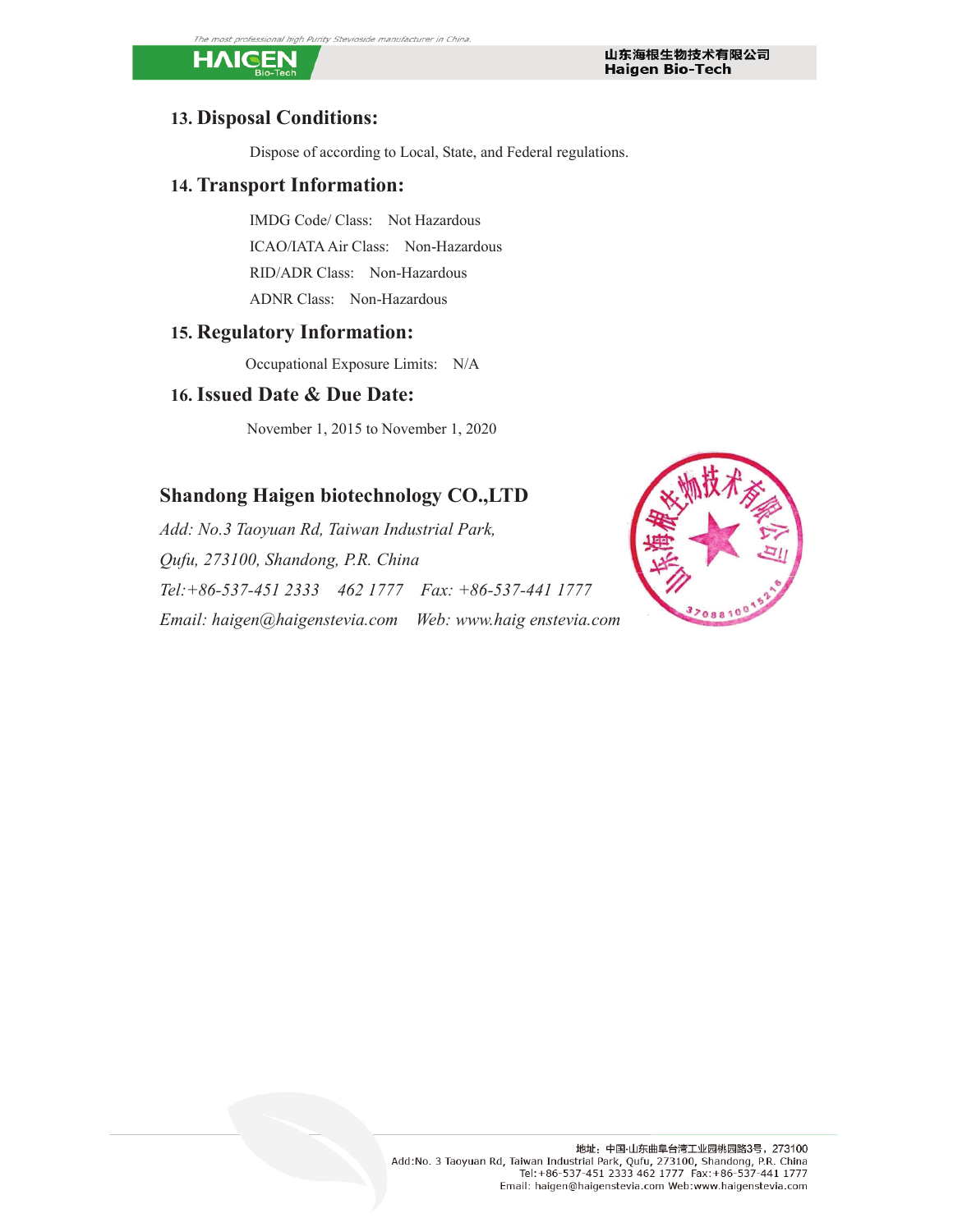## 13. Disposal Conditions:

Dispose of according to Local, State, and Federal regulations.

## 14. Transport Information:

IMDG Code/ Class: Not Hazardous

ICAO/IATA Air Class: Non-Hazardous

RID/ADR Class: Non-Hazardous

ADNR Class: Non-Hazardous

## 15. Regulatory Information:

Occupational Exposure Limits: N/A

## 16. Issued Date & Due Date:

November 1, 2015 to November 1, 2020

**Shandong Haigen biotechnology CO.,LTD**

*Add: No.3 Taoyuan Rd, Taiwan Industrial Park,*

*Qufu, 273100, Shandong, P.R. China*

*Tel:+86-537-451 2333 462 1777 Fax: +86-537-441 1777*

*Email: haigen@haigenstevia.com Web: www.haig enstevia.com*

山东海根生物技术有限公司

3708810015216